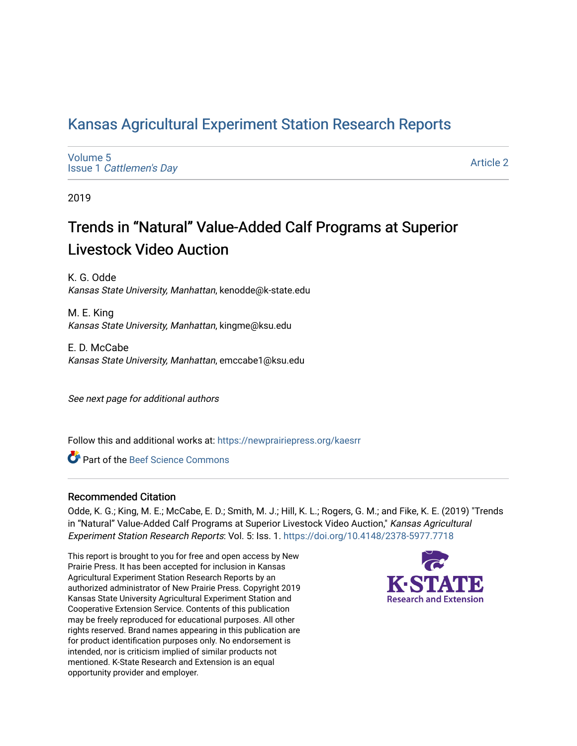# Kansas Agricultural Experiment Station Research Reports

Volume 5
Issue 1 *Cattlemen's Day*

Article 2

2019

## Trends in "Natural" Value-Added Calf Programs at Superior Livestock Video Auction

K. G. Odde
*Kansas State University, Manhattan*, kenodde@k-state.edu

M. E. King
*Kansas State University, Manhattan*, kingme@ksu.edu

E. D. McCabe
*Kansas State University, Manhattan*, emccabe1@ksu.edu

*See next page for additional authors*

Follow this and additional works at: https://newprairiepress.org/kaesrr

Part of the Beef Science Commons

### Recommended Citation

Odde, K. G.; King, M. E.; McCabe, E. D.; Smith, M. J.; Hill, K. L.; Rogers, G. M.; and Fike, K. E. (2019) "Trends in "Natural" Value-Added Calf Programs at Superior Livestock Video Auction," *Kansas Agricultural Experiment Station Research Reports*: Vol. 5: Iss. 1. https://doi.org/10.4148/2378-5977.7718

This report is brought to you for free and open access by New Prairie Press. It has been accepted for inclusion in Kansas Agricultural Experiment Station Research Reports by an authorized administrator of New Prairie Press. Copyright 2019 Kansas State University Agricultural Experiment Station and Cooperative Extension Service. Contents of this publication may be freely reproduced for educational purposes. All other rights reserved. Brand names appearing in this publication are for product identification purposes only. No endorsement is intended, nor is criticism implied of similar products not mentioned. K-State Research and Extension is an equal opportunity provider and employer.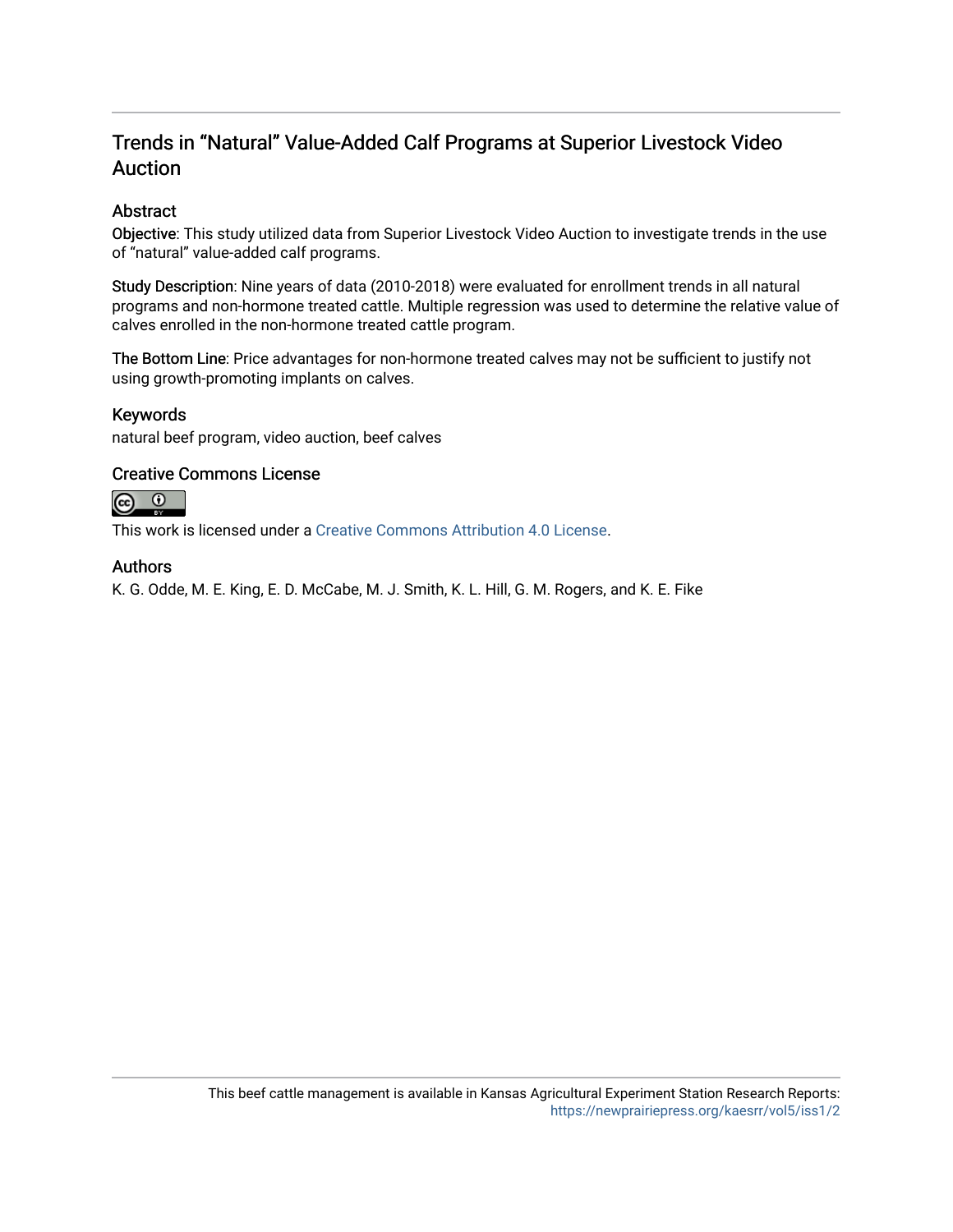# Trends in "Natural" Value-Added Calf Programs at Superior Livestock Video Auction

## Abstract

Objective: This study utilized data from Superior Livestock Video Auction to investigate trends in the use of "natural" value-added calf programs.

Study Description: Nine years of data (2010-2018) were evaluated for enrollment trends in all natural programs and non-hormone treated cattle. Multiple regression was used to determine the relative value of calves enrolled in the non-hormone treated cattle program.

The Bottom Line: Price advantages for non-hormone treated calves may not be sufficient to justify not using growth-promoting implants on calves.

## Keywords

natural beef program, video auction, beef calves

## Creative Commons License

This work is licensed under a Creative Commons Attribution 4.0 License.

## Authors

K. G. Odde, M. E. King, E. D. McCabe, M. J. Smith, K. L. Hill, G. M. Rogers, and K. E. Fike

This beef cattle management is available in Kansas Agricultural Experiment Station Research Reports: https://newprairiepress.org/kaesrr/vol5/iss1/2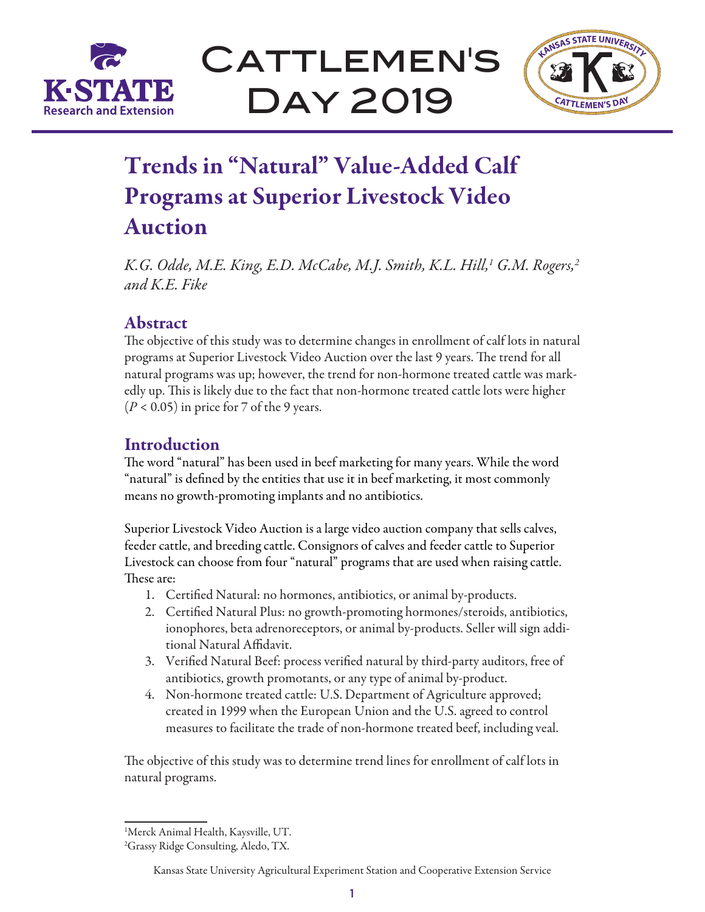# Trends in "Natural" Value-Added Calf Programs at Superior Livestock Video Auction

*K.G. Odde, M.E. King, E.D. McCabe, M.J. Smith, K.L. Hill,[1] G.M. Rogers,[2] and K.E. Fike*

## Abstract

The objective of this study was to determine changes in enrollment of calf lots in natural programs at Superior Livestock Video Auction over the last 9 years. The trend for all natural programs was up; however, the trend for non-hormone treated cattle was markedly up. This is likely due to the fact that non-hormone treated cattle lots were higher ($P < 0.05$) in price for 7 of the 9 years.

## Introduction

The word "natural" has been used in beef marketing for many years. While the word "natural" is defined by the entities that use it in beef marketing, it most commonly means no growth-promoting implants and no antibiotics.

Superior Livestock Video Auction is a large video auction company that sells calves, feeder cattle, and breeding cattle. Consignors of calves and feeder cattle to Superior Livestock can choose from four "natural" programs that are used when raising cattle. These are:

1. Certified Natural: no hormones, antibiotics, or animal by-products.
2. Certified Natural Plus: no growth-promoting hormones/steroids, antibiotics, ionophores, beta adrenoreceptors, or animal by-products. Seller will sign additional Natural Affidavit.
3. Verified Natural Beef: process verified natural by third-party auditors, free of antibiotics, growth promotants, or any type of animal by-product.
4. Non-hormone treated cattle: U.S. Department of Agriculture approved; created in 1999 when the European Union and the U.S. agreed to control measures to facilitate the trade of non-hormone treated beef, including veal.

The objective of this study was to determine trend lines for enrollment of calf lots in natural programs.

---

[1]Merck Animal Health, Kaysville, UT.

[2]Grassy Ridge Consulting, Aledo, TX.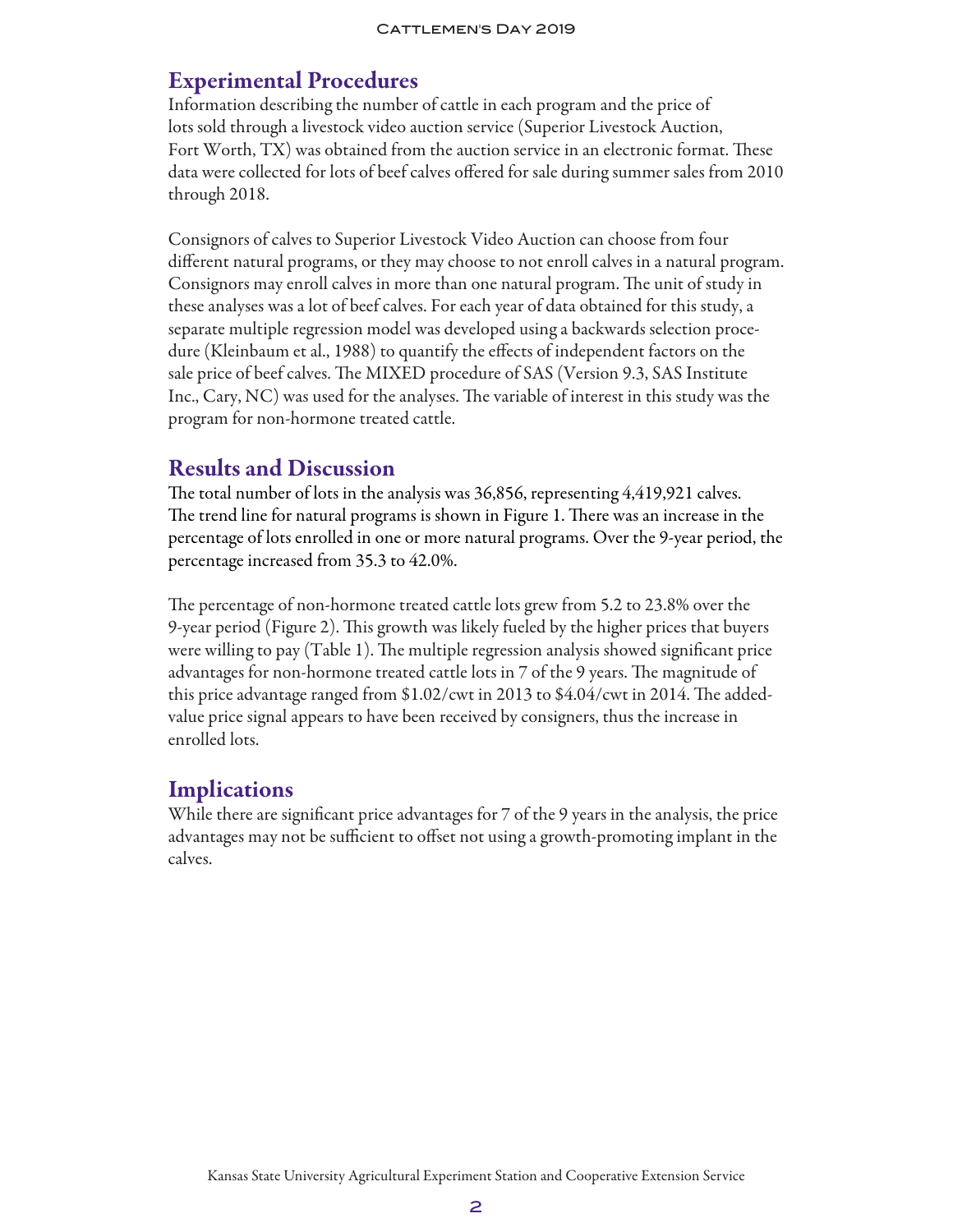## Experimental Procedures

Information describing the number of cattle in each program and the price of lots sold through a livestock video auction service (Superior Livestock Auction, Fort Worth, TX) was obtained from the auction service in an electronic format. These data were collected for lots of beef calves offered for sale during summer sales from 2010 through 2018.

Consignors of calves to Superior Livestock Video Auction can choose from four different natural programs, or they may choose to not enroll calves in a natural program. Consignors may enroll calves in more than one natural program. The unit of study in these analyses was a lot of beef calves. For each year of data obtained for this study, a separate multiple regression model was developed using a backwards selection procedure (Kleinbaum et al., 1988) to quantify the effects of independent factors on the sale price of beef calves. The MIXED procedure of SAS (Version 9.3, SAS Institute Inc., Cary, NC) was used for the analyses. The variable of interest in this study was the program for non-hormone treated cattle.

## Results and Discussion

The total number of lots in the analysis was 36,856, representing 4,419,921 calves. The trend line for natural programs is shown in Figure 1. There was an increase in the percentage of lots enrolled in one or more natural programs. Over the 9-year period, the percentage increased from 35.3 to 42.0%.

The percentage of non-hormone treated cattle lots grew from 5.2 to 23.8% over the 9-year period (Figure 2). This growth was likely fueled by the higher prices that buyers were willing to pay (Table 1). The multiple regression analysis showed significant price advantages for non-hormone treated cattle lots in 7 of the 9 years. The magnitude of this price advantage ranged from $1.02/cwt in 2013 to $4.04/cwt in 2014. The added-value price signal appears to have been received by consigners, thus the increase in enrolled lots.

## Implications

While there are significant price advantages for 7 of the 9 years in the analysis, the price advantages may not be sufficient to offset not using a growth-promoting implant in the calves.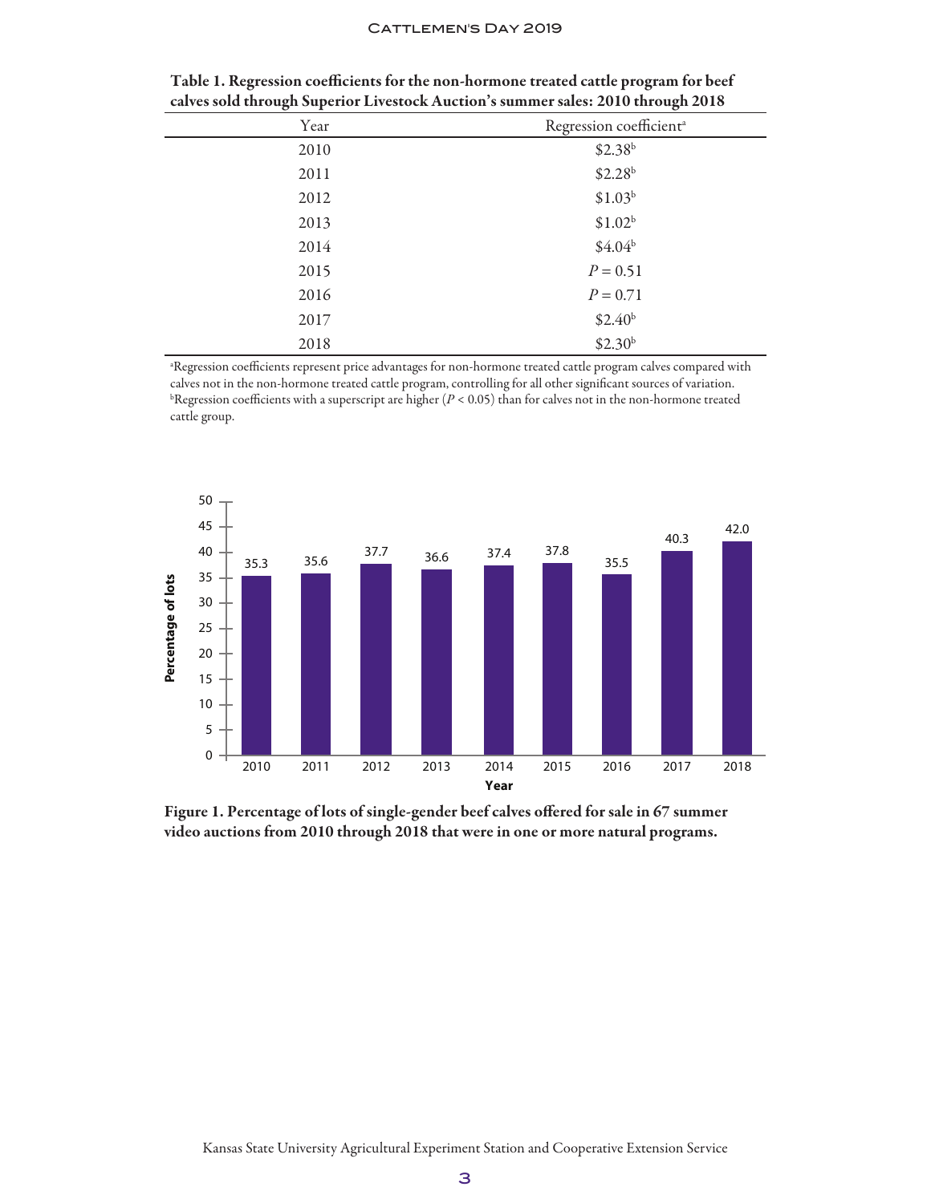**Table 1. Regression coefficients for the non-hormone treated cattle program for beef calves sold through Superior Livestock Auction's summer sales: 2010 through 2018**

| Year | Regression coefficient[a] |
|---|---|
| 2010 | $2.38[b] |
| 2011 | $2.28[b] |
| 2012 | $1.03[b] |
| 2013 | $1.02[b] |
| 2014 | $4.04[b] |
| 2015 | $P = 0.51$ |
| 2016 | $P = 0.71$ |
| 2017 | $2.40[b] |
| 2018 | $2.30[b] |

[a]Regression coefficients represent price advantages for non-hormone treated cattle program calves compared with calves not in the non-hormone treated cattle program, controlling for all other significant sources of variation.
[b]Regression coefficients with a superscript are higher ($P < 0.05$) than for calves not in the non-hormone treated cattle group.

| Year | Percentage of lots |
|---|---|
| 2010 | 35.3 |
| 2011 | 35.6 |
| 2012 | 37.7 |
| 2013 | 36.6 |
| 2014 | 37.4 |
| 2015 | 37.8 |
| 2016 | 35.5 |
| 2017 | 40.3 |
| 2018 | 42.0 |

**Figure 1. Percentage of lots of single-gender beef calves offered for sale in 67 summer video auctions from 2010 through 2018 that were in one or more natural programs.**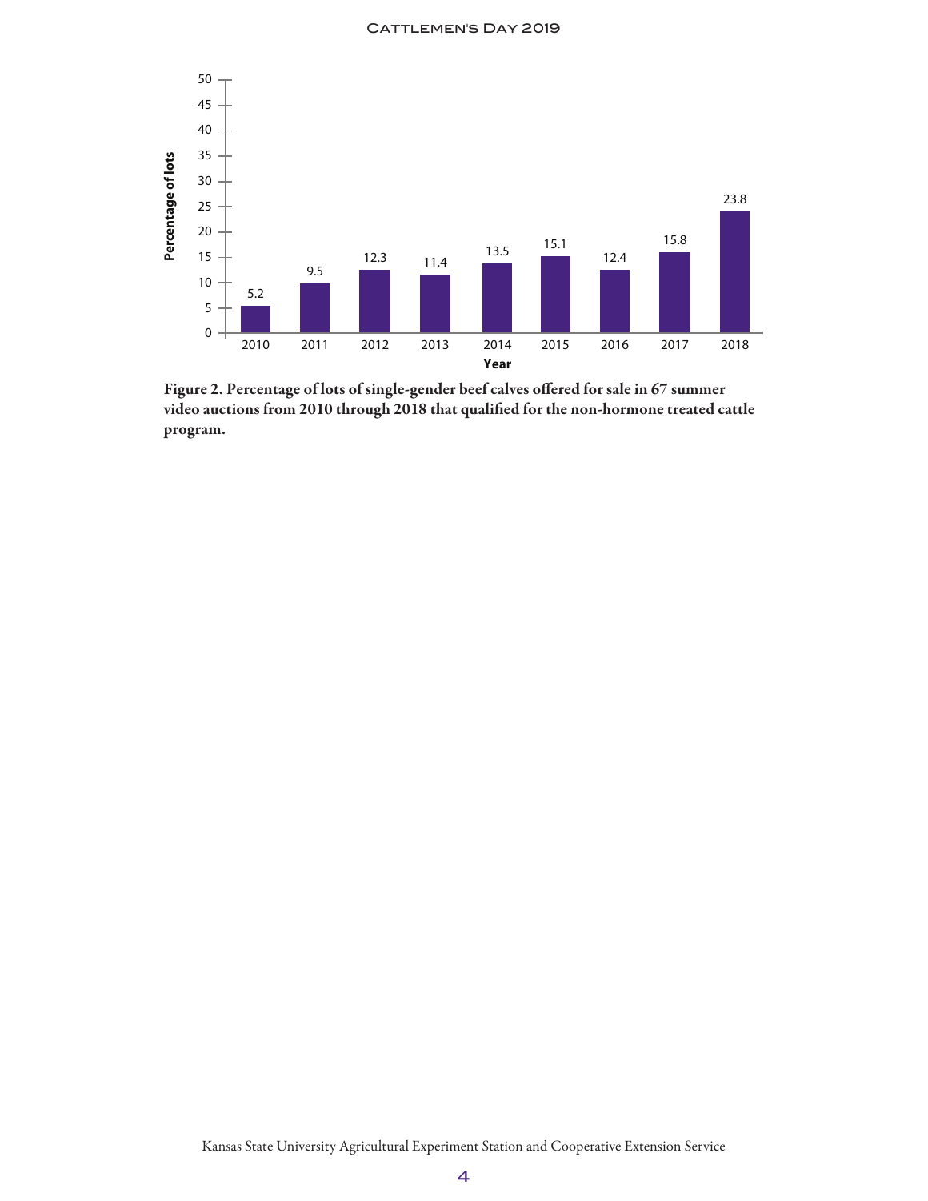Percentage of lots

50
45
40
35
30
25
20
15
10
5
0

5.2
9.5
12.3
11.4
13.5
15.1
12.4
15.8
23.8

2010
2011
2012
2013
2014
2015
2016
2017
2018

Year

**Figure 2. Percentage of lots of single-gender beef calves offered for sale in 67 summer video auctions from 2010 through 2018 that qualified for the non-hormone treated cattle program.**